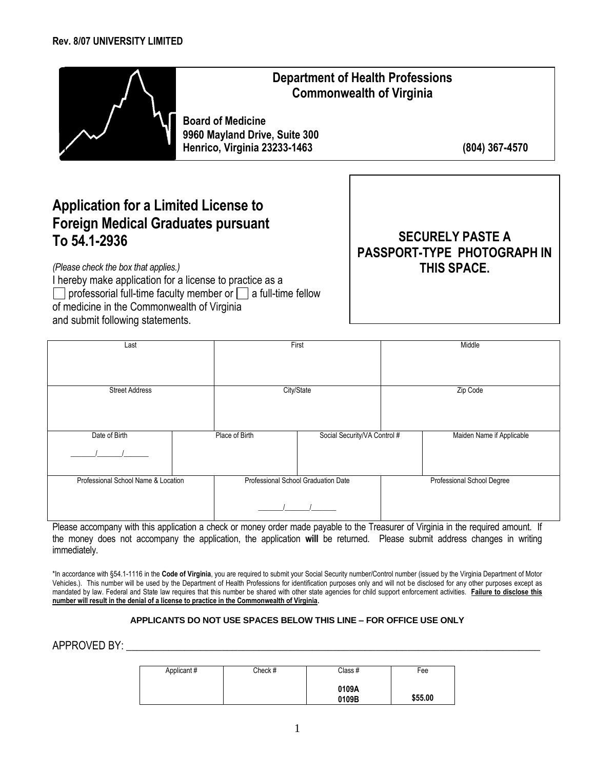**Rev. 8/07 UNIVERSITY LIMITED**

## Department of Health Professions
## Commonwealth of Virginia

**Board of Medicine**
**9960 Mayland Drive, Suite 300**
**Henrico, Virginia 23233-1463** **(804) 367-4570**

# Application for a Limited License to Foreign Medical Graduates pursuant To 54.1-2936

**SECURELY PASTE A PASSPORT-TYPE PHOTOGRAPH IN THIS SPACE.**

*(Please check the box that applies.)*

I hereby make application for a license to practice as a
☐ professorial full-time faculty member or ☐ a full-time fellow
of medicine in the Commonwealth of Virginia
and submit following statements.

| Last | First | Middle |
|---|---|---|
| | | |

| Street Address | City/State | Zip Code |
|---|---|---|
| | | |

| Date of Birth | Place of Birth | Social Security/VA Control # | Maiden Name if Applicable |
|---|---|---|---|
| _____/_____/_____ | | | |

| Professional School Name & Location | Professional School Graduation Date | Professional School Degree |
|---|---|---|
| | _____/_____/_____ | |

Please accompany with this application a check or money order made payable to the Treasurer of Virginia in the required amount. If the money does not accompany the application, the application **will** be returned. Please submit address changes in writing immediately.

*In accordance with §54.1-1116 in the **Code of Virginia**, you are required to submit your Social Security number/Control number (issued by the Virginia Department of Motor Vehicles.). This number will be used by the Department of Health Professions for identification purposes only and will not be disclosed for any other purposes except as mandated by law. Federal and State law requires that this number be shared with other state agencies for child support enforcement activities. **Failure to disclose this number will result in the denial of a license to practice in the Commonwealth of Virginia.**

**APPLICANTS DO NOT USE SPACES BELOW THIS LINE – FOR OFFICE USE ONLY**

APPROVED BY: ______________________________________________________________

| Applicant # | Check # | Class # | Fee |
|---|---|---|---|
| | | **0109A** **0109B** | **$55.00** |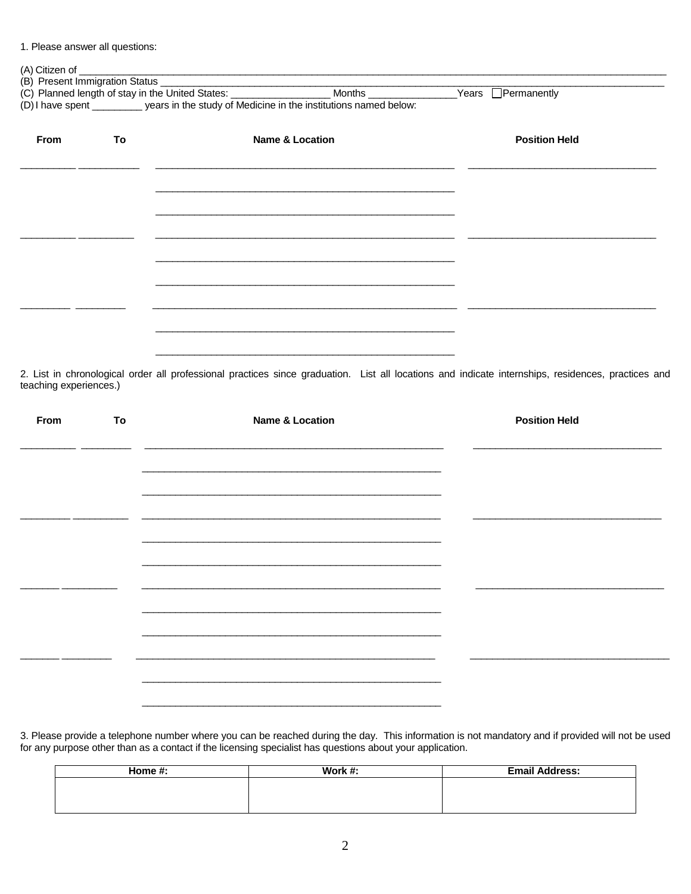1. Please answer all questions:

(A) Citizen of ____________________________________________________________________________________

(B) Present Immigration Status _________________________________________________________________________

(C) Planned length of stay in the United States: _________________ Months ________________Years ☐Permanently

(D) I have spent _________ years in the study of Medicine in the institutions named below:

| From | To | Name & Location | Position Held |
|---|---|---|---|
| __________ | __________ | ________________________________________ | ____________________________ |
| | | ________________________________________ | |
| | | ________________________________________ | |
| __________ | __________ | ________________________________________ | ____________________________ |
| | | ________________________________________ | |
| | | ________________________________________ | |
| __________ | __________ | ________________________________________ | ____________________________ |
| | | ________________________________________ | |
| | | ________________________________________ | |

2. List in chronological order all professional practices since graduation. List all locations and indicate internships, residences, practices and teaching experiences.)

| From | To | Name & Location | Position Held |
|---|---|---|---|
| __________ | __________ | ________________________________________ | ____________________________ |
| | | ________________________________________ | |
| | | ________________________________________ | |
| __________ | __________ | ________________________________________ | ____________________________ |
| | | ________________________________________ | |
| | | ________________________________________ | |
| __________ | __________ | ________________________________________ | ____________________________ |
| | | ________________________________________ | |
| | | ________________________________________ | |
| __________ | __________ | ________________________________________ | ____________________________ |
| | | ________________________________________ | |
| | | ________________________________________ | |

3. Please provide a telephone number where you can be reached during the day. This information is not mandatory and if provided will not be used for any purpose other than as a contact if the licensing specialist has questions about your application.

| Home #: | Work #: | Email Address: |
|---|---|---|
| | | |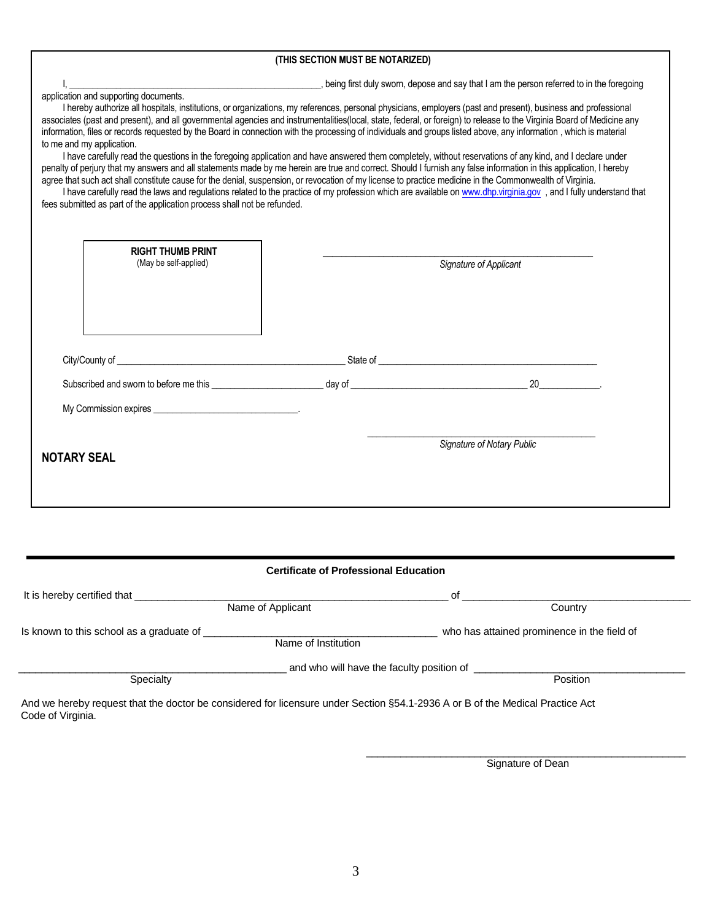**(THIS SECTION MUST BE NOTARIZED)**

I, ____________________________________________________, being first duly sworn, depose and say that I am the person referred to in the foregoing application and supporting documents.

I hereby authorize all hospitals, institutions, or organizations, my references, personal physicians, employers (past and present), business and professional associates (past and present), and all governmental agencies and instrumentalities(local, state, federal, or foreign) to release to the Virginia Board of Medicine any information, files or records requested by the Board in connection with the processing of individuals and groups listed above, any information , which is material to me and my application.

I have carefully read the questions in the foregoing application and have answered them completely, without reservations of any kind, and I declare under penalty of perjury that my answers and all statements made by me herein are true and correct. Should I furnish any false information in this application, I hereby agree that such act shall constitute cause for the denial, suspension, or revocation of my license to practice medicine in the Commonwealth of Virginia.

I have carefully read the laws and regulations related to the practice of my profession which are available on www.dhp.virginia.gov , and I fully understand that fees submitted as part of the application process shall not be refunded.

**RIGHT THUMB PRINT**
(May be self-applied)

________________________________________
*Signature of Applicant*

City/County of ________________________________________ State of ________________________________________

Subscribed and sworn to before me this ____________________ day of ______________________________ 20____________.

My Commission expires ____________________________.

________________________________________
*Signature of Notary Public*

**NOTARY SEAL**

---

**Certificate of Professional Education**

It is hereby certified that ________________________________________ of ________________________________________
Name of Applicant / Country

Is known to this school as a graduate of ________________________________________ who has attained prominence in the field of
Name of Institution

________________________________________ and who will have the faculty position of ________________________________________
Specialty / Position

And we hereby request that the doctor be considered for licensure under Section §54.1-2936 A or B of the Medical Practice Act Code of Virginia.

________________________________________
Signature of Dean